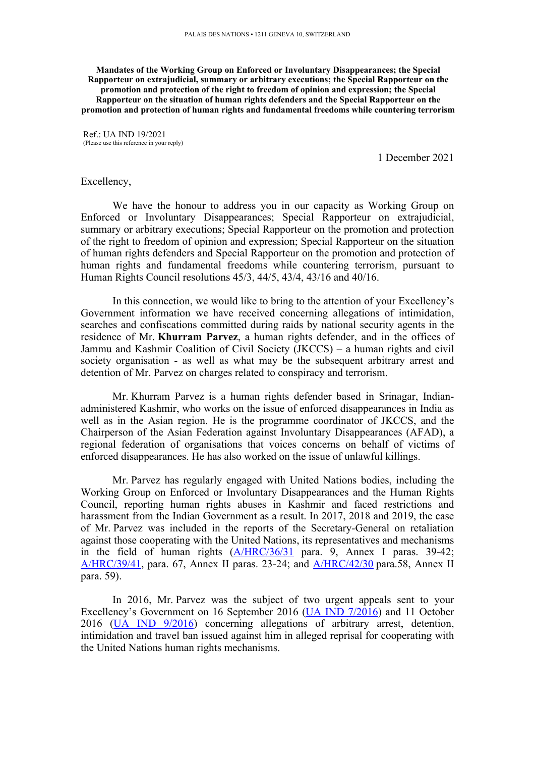PALAIS DES NATIONS • 1211 GENEVA 10, SWITZERLAND

**Mandates of the Working Group on Enforced or Involuntary Disappearances; the Special Rapporteur on extrajudicial, summary or arbitrary executions; the Special Rapporteur on the promotion and protection of the right to freedom of opinion and expression; the Special Rapporteur on the situation of human rights defenders and the Special Rapporteur on the promotion and protection of human rights and fundamental freedoms while countering terrorism**

Ref.: UA IND 19/2021
(Please use this reference in your reply)

1 December 2021

Excellency,

We have the honour to address you in our capacity as Working Group on Enforced or Involuntary Disappearances; Special Rapporteur on extrajudicial, summary or arbitrary executions; Special Rapporteur on the promotion and protection of the right to freedom of opinion and expression; Special Rapporteur on the situation of human rights defenders and Special Rapporteur on the promotion and protection of human rights and fundamental freedoms while countering terrorism, pursuant to Human Rights Council resolutions 45/3, 44/5, 43/4, 43/16 and 40/16.

In this connection, we would like to bring to the attention of your Excellency's Government information we have received concerning allegations of intimidation, searches and confiscations committed during raids by national security agents in the residence of Mr. **Khurram Parvez**, a human rights defender, and in the offices of Jammu and Kashmir Coalition of Civil Society (JKCCS) – a human rights and civil society organisation - as well as what may be the subsequent arbitrary arrest and detention of Mr. Parvez on charges related to conspiracy and terrorism.

Mr. Khurram Parvez is a human rights defender based in Srinagar, Indian-administered Kashmir, who works on the issue of enforced disappearances in India as well as in the Asian region. He is the programme coordinator of JKCCS, and the Chairperson of the Asian Federation against Involuntary Disappearances (AFAD), a regional federation of organisations that voices concerns on behalf of victims of enforced disappearances. He has also worked on the issue of unlawful killings.

Mr. Parvez has regularly engaged with United Nations bodies, including the Working Group on Enforced or Involuntary Disappearances and the Human Rights Council, reporting human rights abuses in Kashmir and faced restrictions and harassment from the Indian Government as a result. In 2017, 2018 and 2019, the case of Mr. Parvez was included in the reports of the Secretary-General on retaliation against those cooperating with the United Nations, its representatives and mechanisms in the field of human rights (A/HRC/36/31 para. 9, Annex I paras. 39-42; A/HRC/39/41, para. 67, Annex II paras. 23-24; and A/HRC/42/30 para.58, Annex II para. 59).

In 2016, Mr. Parvez was the subject of two urgent appeals sent to your Excellency's Government on 16 September 2016 (UA IND 7/2016) and 11 October 2016 (UA IND 9/2016) concerning allegations of arbitrary arrest, detention, intimidation and travel ban issued against him in alleged reprisal for cooperating with the United Nations human rights mechanisms.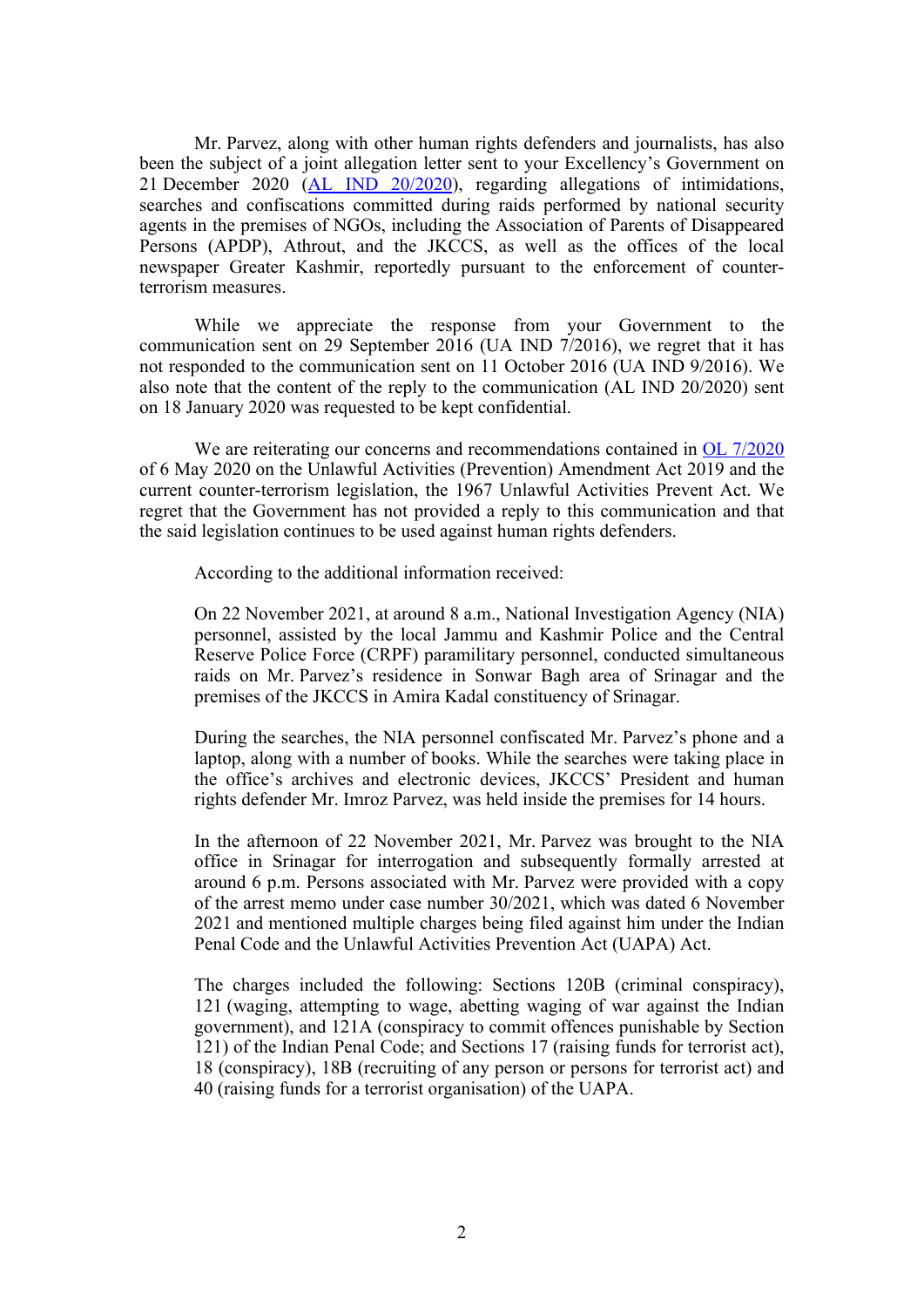Mr. Parvez, along with other human rights defenders and journalists, has also been the subject of a joint allegation letter sent to your Excellency's Government on 21 December 2020 (AL IND 20/2020), regarding allegations of intimidations, searches and confiscations committed during raids performed by national security agents in the premises of NGOs, including the Association of Parents of Disappeared Persons (APDP), Athrout, and the JKCCS, as well as the offices of the local newspaper Greater Kashmir, reportedly pursuant to the enforcement of counter-terrorism measures.

While we appreciate the response from your Government to the communication sent on 29 September 2016 (UA IND 7/2016), we regret that it has not responded to the communication sent on 11 October 2016 (UA IND 9/2016). We also note that the content of the reply to the communication (AL IND 20/2020) sent on 18 January 2020 was requested to be kept confidential.

We are reiterating our concerns and recommendations contained in OL 7/2020 of 6 May 2020 on the Unlawful Activities (Prevention) Amendment Act 2019 and the current counter-terrorism legislation, the 1967 Unlawful Activities Prevent Act. We regret that the Government has not provided a reply to this communication and that the said legislation continues to be used against human rights defenders.

According to the additional information received:

> On 22 November 2021, at around 8 a.m., National Investigation Agency (NIA) personnel, assisted by the local Jammu and Kashmir Police and the Central Reserve Police Force (CRPF) paramilitary personnel, conducted simultaneous raids on Mr. Parvez's residence in Sonwar Bagh area of Srinagar and the premises of the JKCCS in Amira Kadal constituency of Srinagar.
>
> During the searches, the NIA personnel confiscated Mr. Parvez's phone and a laptop, along with a number of books. While the searches were taking place in the office's archives and electronic devices, JKCCS' President and human rights defender Mr. Imroz Parvez, was held inside the premises for 14 hours.
>
> In the afternoon of 22 November 2021, Mr. Parvez was brought to the NIA office in Srinagar for interrogation and subsequently formally arrested at around 6 p.m. Persons associated with Mr. Parvez were provided with a copy of the arrest memo under case number 30/2021, which was dated 6 November 2021 and mentioned multiple charges being filed against him under the Indian Penal Code and the Unlawful Activities Prevention Act (UAPA) Act.
>
> The charges included the following: Sections 120B (criminal conspiracy), 121 (waging, attempting to wage, abetting waging of war against the Indian government), and 121A (conspiracy to commit offences punishable by Section 121) of the Indian Penal Code; and Sections 17 (raising funds for terrorist act), 18 (conspiracy), 18B (recruiting of any person or persons for terrorist act) and 40 (raising funds for a terrorist organisation) of the UAPA.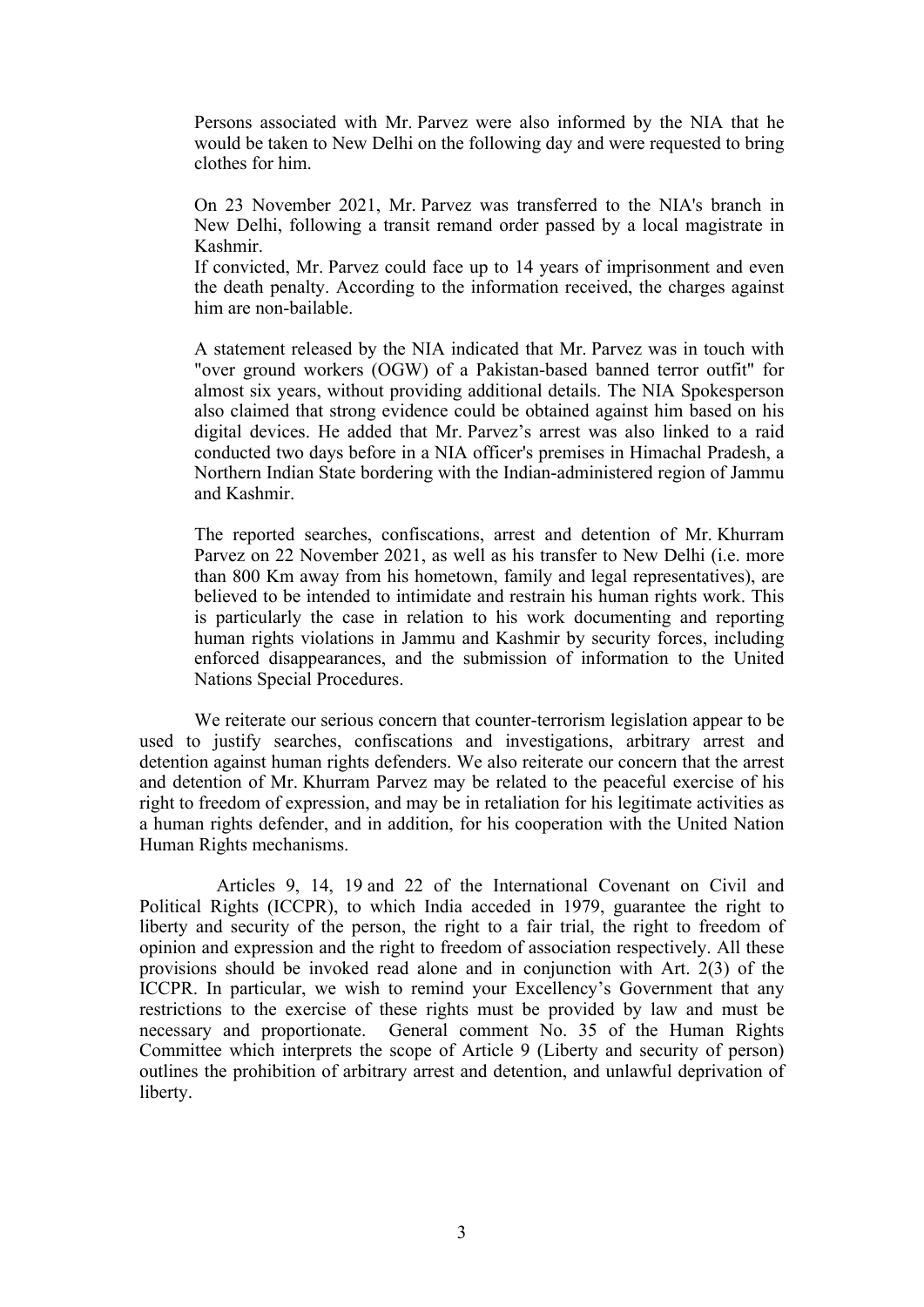Persons associated with Mr. Parvez were also informed by the NIA that he would be taken to New Delhi on the following day and were requested to bring clothes for him.

On 23 November 2021, Mr. Parvez was transferred to the NIA's branch in New Delhi, following a transit remand order passed by a local magistrate in Kashmir.
If convicted, Mr. Parvez could face up to 14 years of imprisonment and even the death penalty. According to the information received, the charges against him are non-bailable.

A statement released by the NIA indicated that Mr. Parvez was in touch with "over ground workers (OGW) of a Pakistan-based banned terror outfit" for almost six years, without providing additional details. The NIA Spokesperson also claimed that strong evidence could be obtained against him based on his digital devices. He added that Mr. Parvez's arrest was also linked to a raid conducted two days before in a NIA officer's premises in Himachal Pradesh, a Northern Indian State bordering with the Indian-administered region of Jammu and Kashmir.

The reported searches, confiscations, arrest and detention of Mr. Khurram Parvez on 22 November 2021, as well as his transfer to New Delhi (i.e. more than 800 Km away from his hometown, family and legal representatives), are believed to be intended to intimidate and restrain his human rights work. This is particularly the case in relation to his work documenting and reporting human rights violations in Jammu and Kashmir by security forces, including enforced disappearances, and the submission of information to the United Nations Special Procedures.

We reiterate our serious concern that counter-terrorism legislation appear to be used to justify searches, confiscations and investigations, arbitrary arrest and detention against human rights defenders. We also reiterate our concern that the arrest and detention of Mr. Khurram Parvez may be related to the peaceful exercise of his right to freedom of expression, and may be in retaliation for his legitimate activities as a human rights defender, and in addition, for his cooperation with the United Nation Human Rights mechanisms.

Articles 9, 14, 19 and 22 of the International Covenant on Civil and Political Rights (ICCPR), to which India acceded in 1979, guarantee the right to liberty and security of the person, the right to a fair trial, the right to freedom of opinion and expression and the right to freedom of association respectively. All these provisions should be invoked read alone and in conjunction with Art. 2(3) of the ICCPR. In particular, we wish to remind your Excellency's Government that any restrictions to the exercise of these rights must be provided by law and must be necessary and proportionate. General comment No. 35 of the Human Rights Committee which interprets the scope of Article 9 (Liberty and security of person) outlines the prohibition of arbitrary arrest and detention, and unlawful deprivation of liberty.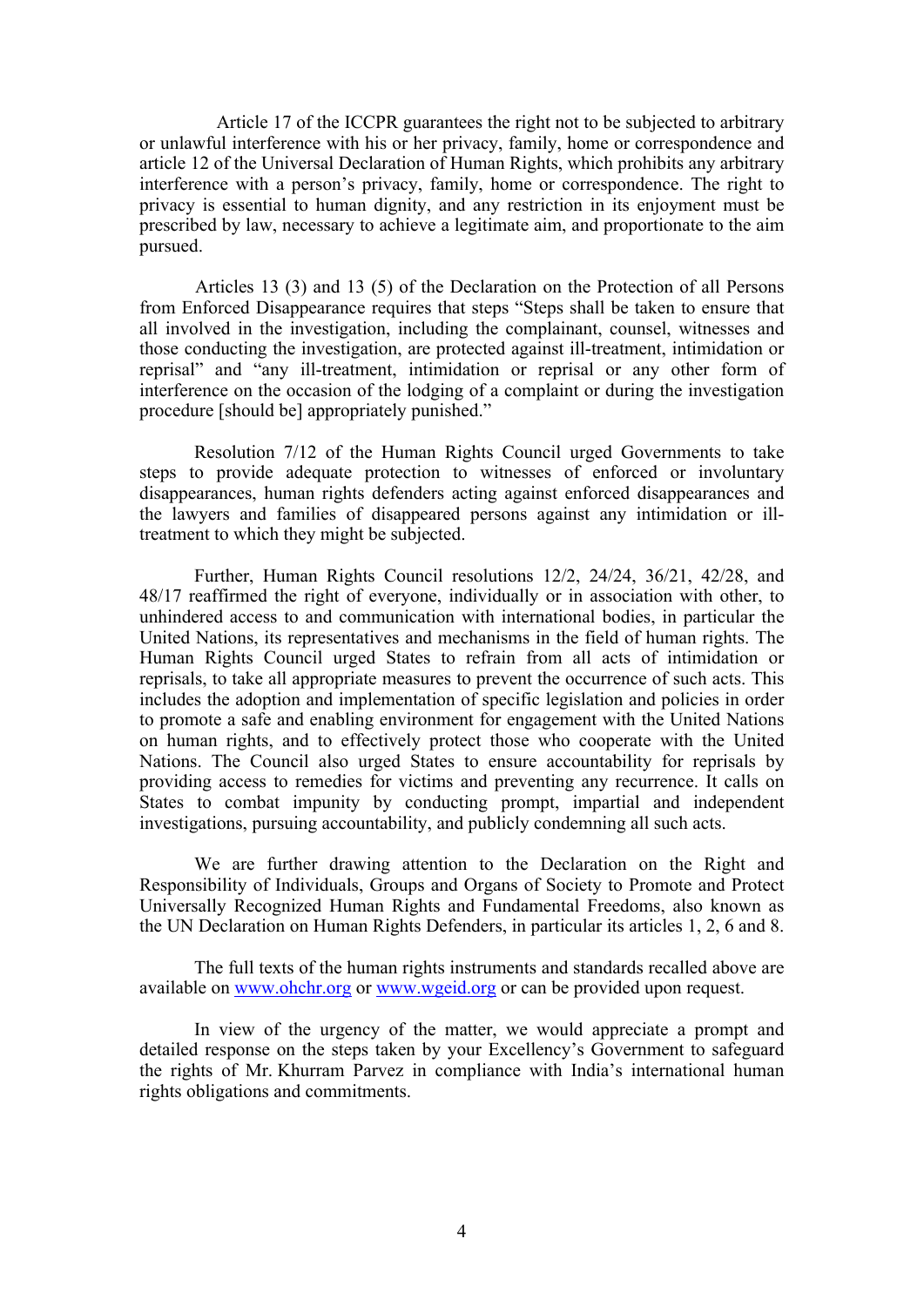Article 17 of the ICCPR guarantees the right not to be subjected to arbitrary or unlawful interference with his or her privacy, family, home or correspondence and article 12 of the Universal Declaration of Human Rights, which prohibits any arbitrary interference with a person's privacy, family, home or correspondence. The right to privacy is essential to human dignity, and any restriction in its enjoyment must be prescribed by law, necessary to achieve a legitimate aim, and proportionate to the aim pursued.

Articles 13 (3) and 13 (5) of the Declaration on the Protection of all Persons from Enforced Disappearance requires that steps "Steps shall be taken to ensure that all involved in the investigation, including the complainant, counsel, witnesses and those conducting the investigation, are protected against ill-treatment, intimidation or reprisal" and "any ill-treatment, intimidation or reprisal or any other form of interference on the occasion of the lodging of a complaint or during the investigation procedure [should be] appropriately punished."

Resolution 7/12 of the Human Rights Council urged Governments to take steps to provide adequate protection to witnesses of enforced or involuntary disappearances, human rights defenders acting against enforced disappearances and the lawyers and families of disappeared persons against any intimidation or ill-treatment to which they might be subjected.

Further, Human Rights Council resolutions 12/2, 24/24, 36/21, 42/28, and 48/17 reaffirmed the right of everyone, individually or in association with other, to unhindered access to and communication with international bodies, in particular the United Nations, its representatives and mechanisms in the field of human rights. The Human Rights Council urged States to refrain from all acts of intimidation or reprisals, to take all appropriate measures to prevent the occurrence of such acts. This includes the adoption and implementation of specific legislation and policies in order to promote a safe and enabling environment for engagement with the United Nations on human rights, and to effectively protect those who cooperate with the United Nations. The Council also urged States to ensure accountability for reprisals by providing access to remedies for victims and preventing any recurrence. It calls on States to combat impunity by conducting prompt, impartial and independent investigations, pursuing accountability, and publicly condemning all such acts.

We are further drawing attention to the Declaration on the Right and Responsibility of Individuals, Groups and Organs of Society to Promote and Protect Universally Recognized Human Rights and Fundamental Freedoms, also known as the UN Declaration on Human Rights Defenders, in particular its articles 1, 2, 6 and 8.

The full texts of the human rights instruments and standards recalled above are available on [www.ohchr.org](www.ohchr.org) or [www.wgeid.org](www.wgeid.org) or can be provided upon request.

In view of the urgency of the matter, we would appreciate a prompt and detailed response on the steps taken by your Excellency's Government to safeguard the rights of Mr. Khurram Parvez in compliance with India's international human rights obligations and commitments.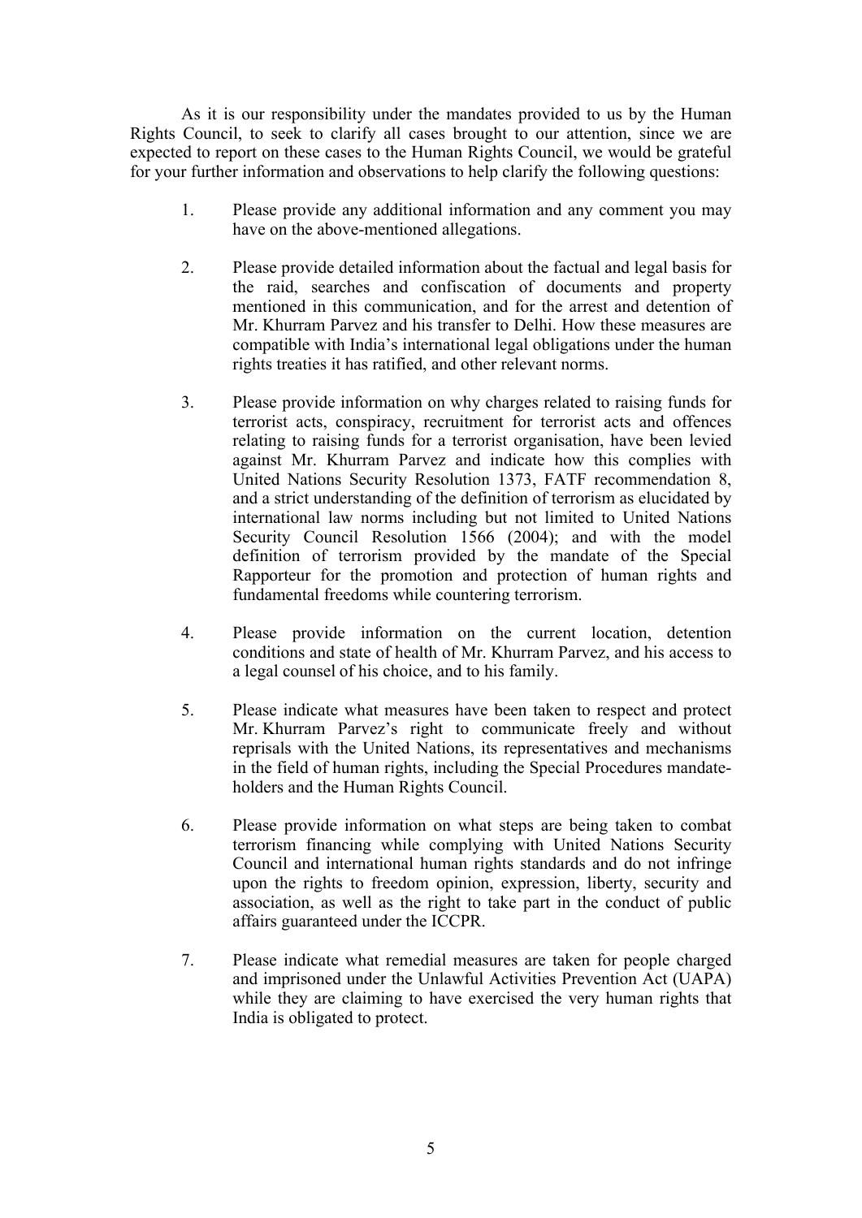As it is our responsibility under the mandates provided to us by the Human Rights Council, to seek to clarify all cases brought to our attention, since we are expected to report on these cases to the Human Rights Council, we would be grateful for your further information and observations to help clarify the following questions:

1. Please provide any additional information and any comment you may have on the above-mentioned allegations.

2. Please provide detailed information about the factual and legal basis for the raid, searches and confiscation of documents and property mentioned in this communication, and for the arrest and detention of Mr. Khurram Parvez and his transfer to Delhi. How these measures are compatible with India's international legal obligations under the human rights treaties it has ratified, and other relevant norms.

3. Please provide information on why charges related to raising funds for terrorist acts, conspiracy, recruitment for terrorist acts and offences relating to raising funds for a terrorist organisation, have been levied against Mr. Khurram Parvez and indicate how this complies with United Nations Security Resolution 1373, FATF recommendation 8, and a strict understanding of the definition of terrorism as elucidated by international law norms including but not limited to United Nations Security Council Resolution 1566 (2004); and with the model definition of terrorism provided by the mandate of the Special Rapporteur for the promotion and protection of human rights and fundamental freedoms while countering terrorism.

4. Please provide information on the current location, detention conditions and state of health of Mr. Khurram Parvez, and his access to a legal counsel of his choice, and to his family.

5. Please indicate what measures have been taken to respect and protect Mr. Khurram Parvez's right to communicate freely and without reprisals with the United Nations, its representatives and mechanisms in the field of human rights, including the Special Procedures mandate-holders and the Human Rights Council.

6. Please provide information on what steps are being taken to combat terrorism financing while complying with United Nations Security Council and international human rights standards and do not infringe upon the rights to freedom opinion, expression, liberty, security and association, as well as the right to take part in the conduct of public affairs guaranteed under the ICCPR.

7. Please indicate what remedial measures are taken for people charged and imprisoned under the Unlawful Activities Prevention Act (UAPA) while they are claiming to have exercised the very human rights that India is obligated to protect.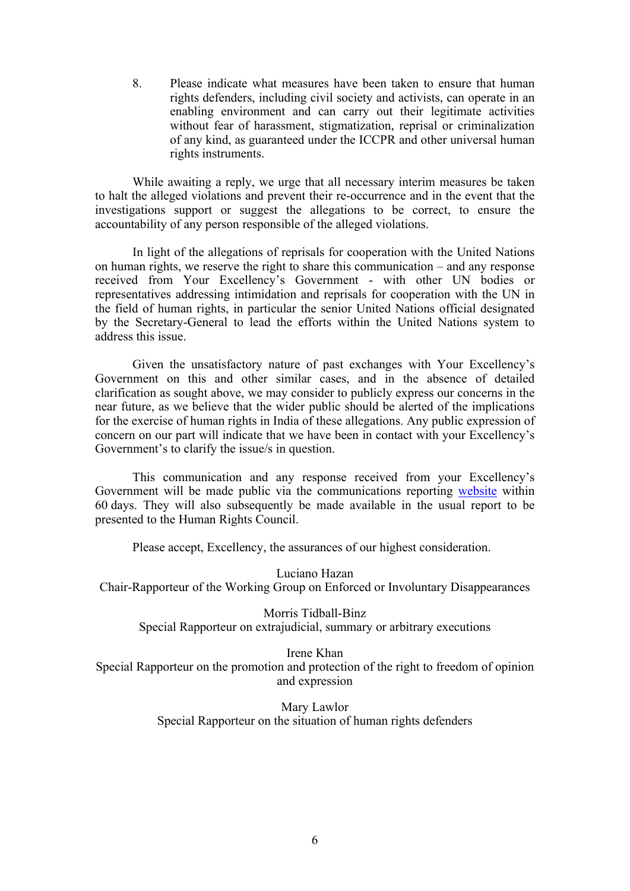8. Please indicate what measures have been taken to ensure that human rights defenders, including civil society and activists, can operate in an enabling environment and can carry out their legitimate activities without fear of harassment, stigmatization, reprisal or criminalization of any kind, as guaranteed under the ICCPR and other universal human rights instruments.

While awaiting a reply, we urge that all necessary interim measures be taken to halt the alleged violations and prevent their re-occurrence and in the event that the investigations support or suggest the allegations to be correct, to ensure the accountability of any person responsible of the alleged violations.

In light of the allegations of reprisals for cooperation with the United Nations on human rights, we reserve the right to share this communication – and any response received from Your Excellency's Government - with other UN bodies or representatives addressing intimidation and reprisals for cooperation with the UN in the field of human rights, in particular the senior United Nations official designated by the Secretary-General to lead the efforts within the United Nations system to address this issue.

Given the unsatisfactory nature of past exchanges with Your Excellency's Government on this and other similar cases, and in the absence of detailed clarification as sought above, we may consider to publicly express our concerns in the near future, as we believe that the wider public should be alerted of the implications for the exercise of human rights in India of these allegations. Any public expression of concern on our part will indicate that we have been in contact with your Excellency's Government's to clarify the issue/s in question.

This communication and any response received from your Excellency's Government will be made public via the communications reporting [website](https://spcommreports.ohchr.org/) within 60 days. They will also subsequently be made available in the usual report to be presented to the Human Rights Council.

Please accept, Excellency, the assurances of our highest consideration.

Luciano Hazan
Chair-Rapporteur of the Working Group on Enforced or Involuntary Disappearances

Morris Tidball-Binz
Special Rapporteur on extrajudicial, summary or arbitrary executions

Irene Khan
Special Rapporteur on the promotion and protection of the right to freedom of opinion and expression

Mary Lawlor
Special Rapporteur on the situation of human rights defenders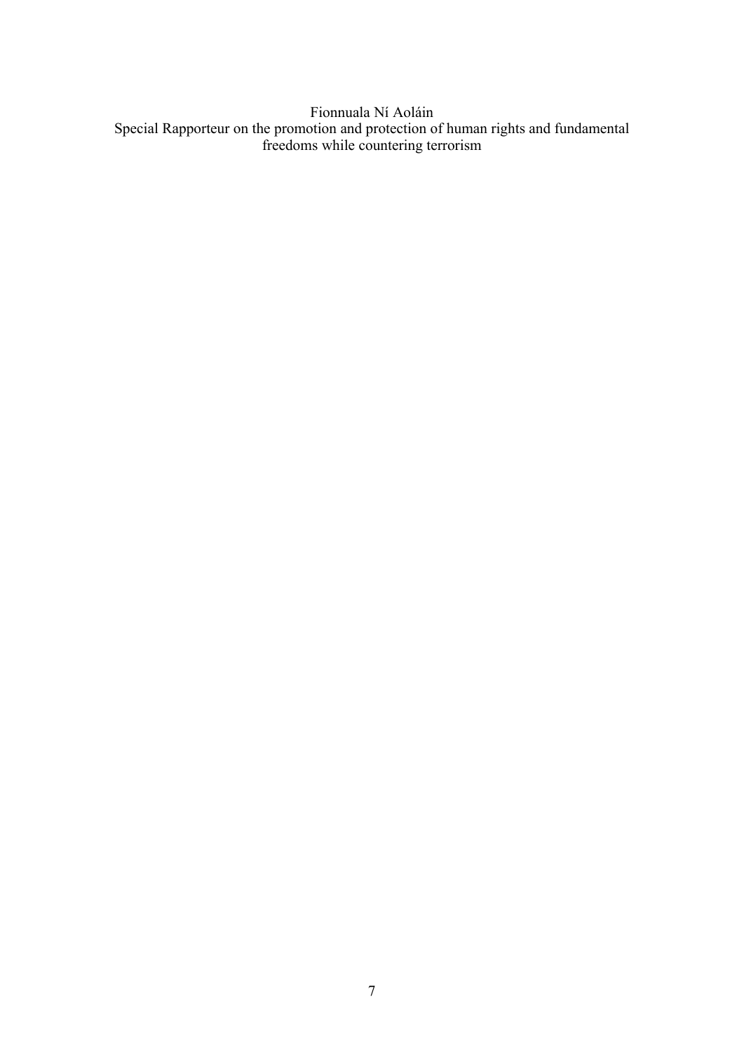Fionnuala Ní Aoláin
Special Rapporteur on the promotion and protection of human rights and fundamental freedoms while countering terrorism